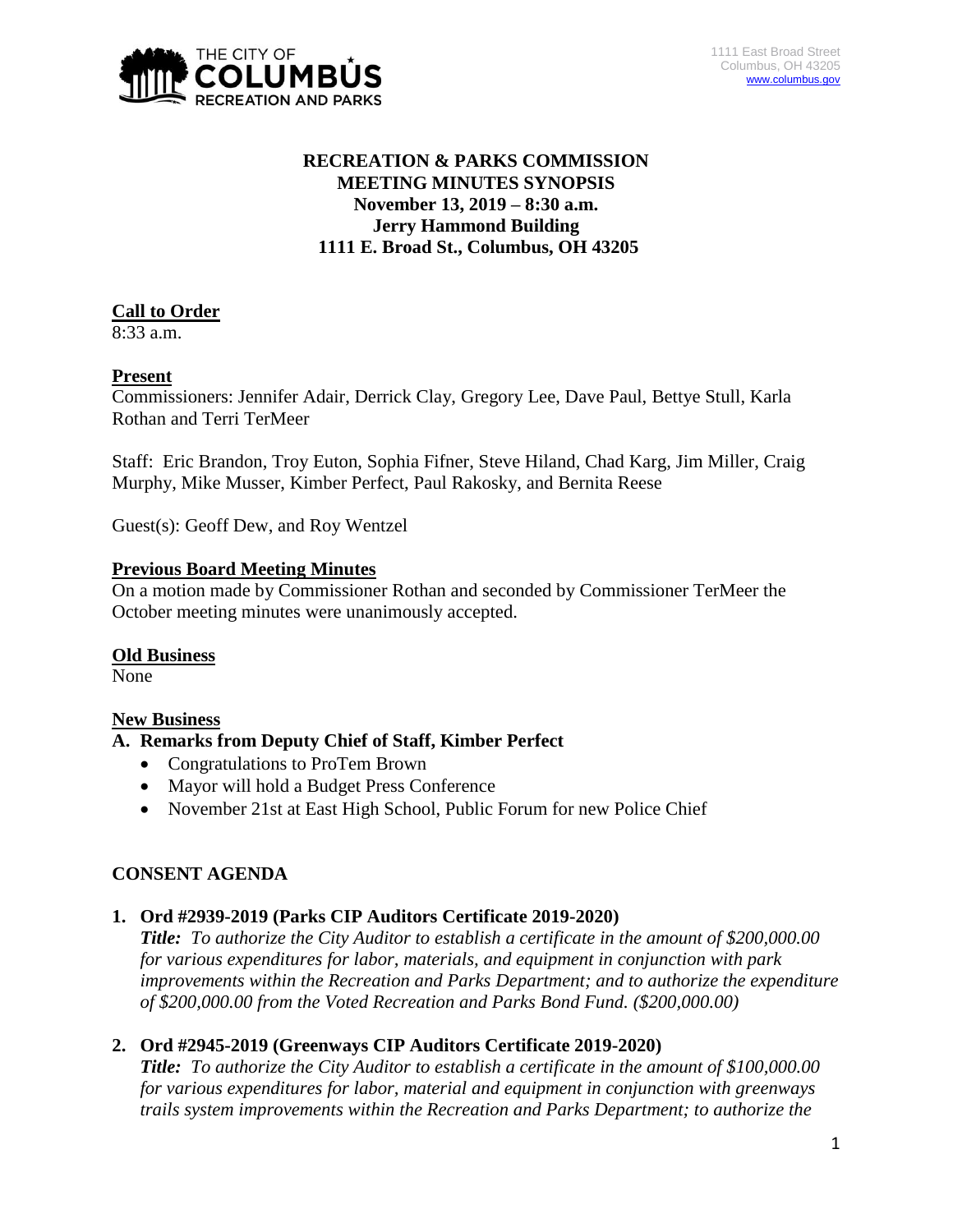THE CITY OF COLUMBUS RECREATION AND PARKS

1111 East Broad Street
Columbus, OH 43205
www.columbus.gov

**RECREATION & PARKS COMMISSION**
**MEETING MINUTES SYNOPSIS**
**November 13, 2019 – 8:30 a.m.**
**Jerry Hammond Building**
**1111 E. Broad St., Columbus, OH 43205**

## Call to Order

8:33 a.m.

## Present

Commissioners: Jennifer Adair, Derrick Clay, Gregory Lee, Dave Paul, Bettye Stull, Karla Rothan and Terri TerMeer

Staff: Eric Brandon, Troy Euton, Sophia Fifner, Steve Hiland, Chad Karg, Jim Miller, Craig Murphy, Mike Musser, Kimber Perfect, Paul Rakosky, and Bernita Reese

Guest(s): Geoff Dew, and Roy Wentzel

## Previous Board Meeting Minutes

On a motion made by Commissioner Rothan and seconded by Commissioner TerMeer the October meeting minutes were unanimously accepted.

## Old Business

None

## New Business

### A. Remarks from Deputy Chief of Staff, Kimber Perfect

- Congratulations to ProTem Brown
- Mayor will hold a Budget Press Conference
- November 21st at East High School, Public Forum for new Police Chief

## CONSENT AGENDA

**1. Ord #2939-2019 (Parks CIP Auditors Certificate 2019-2020)**

***Title:*** *To authorize the City Auditor to establish a certificate in the amount of $200,000.00 for various expenditures for labor, materials, and equipment in conjunction with park improvements within the Recreation and Parks Department; and to authorize the expenditure of $200,000.00 from the Voted Recreation and Parks Bond Fund. ($200,000.00)*

**2. Ord #2945-2019 (Greenways CIP Auditors Certificate 2019-2020)**

***Title:*** *To authorize the City Auditor to establish a certificate in the amount of $100,000.00 for various expenditures for labor, material and equipment in conjunction with greenways trails system improvements within the Recreation and Parks Department; to authorize the*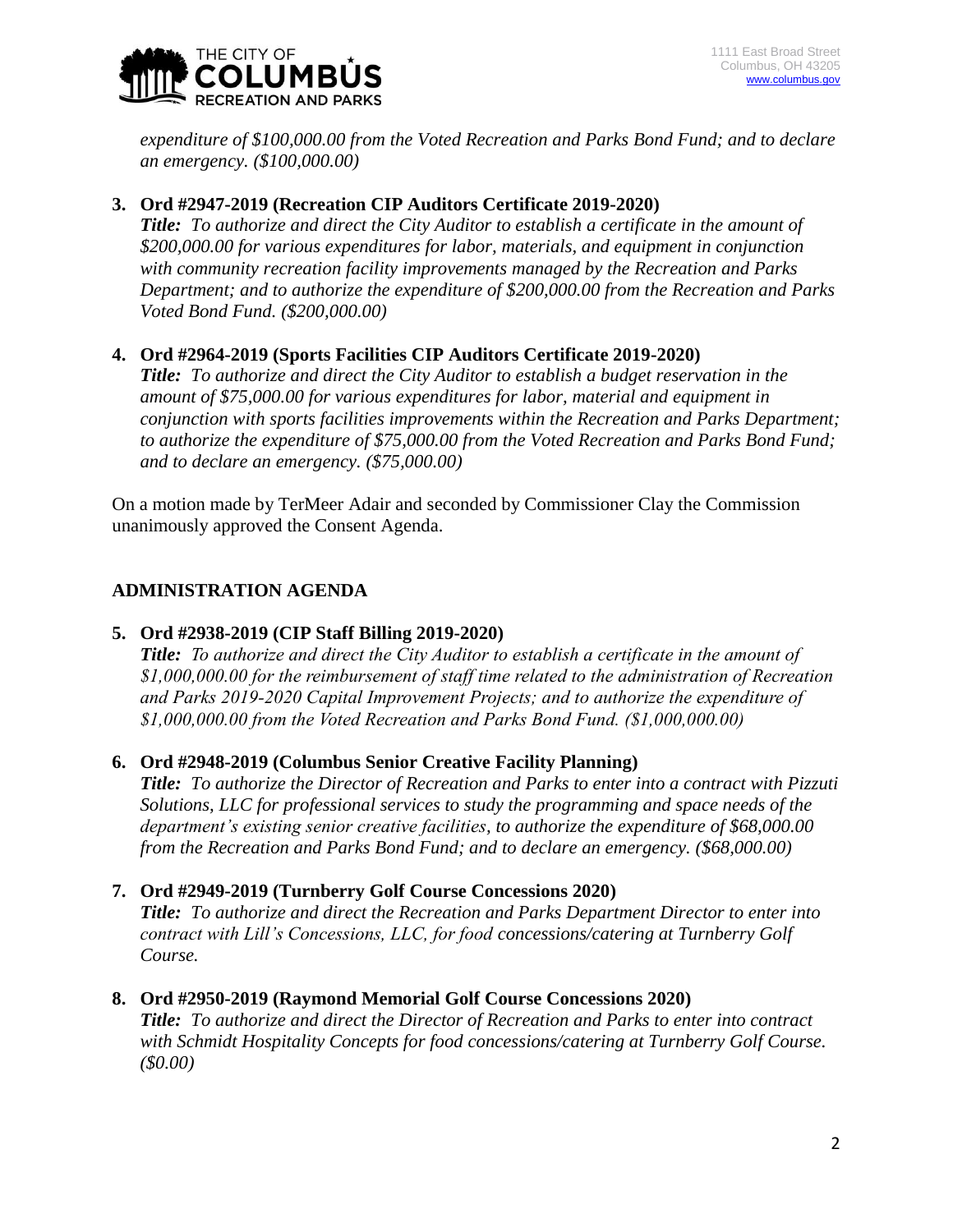*expenditure of $100,000.00 from the Voted Recreation and Parks Bond Fund; and to declare an emergency. ($100,000.00)*

3. **Ord #2947-2019 (Recreation CIP Auditors Certificate 2019-2020)**
   ***Title:*** *To authorize and direct the City Auditor to establish a certificate in the amount of $200,000.00 for various expenditures for labor, materials, and equipment in conjunction with community recreation facility improvements managed by the Recreation and Parks Department; and to authorize the expenditure of $200,000.00 from the Recreation and Parks Voted Bond Fund. ($200,000.00)*

4. **Ord #2964-2019 (Sports Facilities CIP Auditors Certificate 2019-2020)**
   ***Title:*** *To authorize and direct the City Auditor to establish a budget reservation in the amount of $75,000.00 for various expenditures for labor, material and equipment in conjunction with sports facilities improvements within the Recreation and Parks Department; to authorize the expenditure of $75,000.00 from the Voted Recreation and Parks Bond Fund; and to declare an emergency. ($75,000.00)*

On a motion made by TerMeer Adair and seconded by Commissioner Clay the Commission unanimously approved the Consent Agenda.

## ADMINISTRATION AGENDA

5. **Ord #2938-2019 (CIP Staff Billing 2019-2020)**
   ***Title:*** *To authorize and direct the City Auditor to establish a certificate in the amount of $1,000,000.00 for the reimbursement of staff time related to the administration of Recreation and Parks 2019-2020 Capital Improvement Projects; and to authorize the expenditure of $1,000,000.00 from the Voted Recreation and Parks Bond Fund. ($1,000,000.00)*

6. **Ord #2948-2019 (Columbus Senior Creative Facility Planning)**
   ***Title:*** *To authorize the Director of Recreation and Parks to enter into a contract with Pizzuti Solutions, LLC for professional services to study the programming and space needs of the department's existing senior creative facilities, to authorize the expenditure of $68,000.00 from the Recreation and Parks Bond Fund; and to declare an emergency. ($68,000.00)*

7. **Ord #2949-2019 (Turnberry Golf Course Concessions 2020)**
   ***Title:*** *To authorize and direct the Recreation and Parks Department Director to enter into contract with Lill's Concessions, LLC, for food concessions/catering at Turnberry Golf Course.*

8. **Ord #2950-2019 (Raymond Memorial Golf Course Concessions 2020)**
   ***Title:*** *To authorize and direct the Director of Recreation and Parks to enter into contract with Schmidt Hospitality Concepts for food concessions/catering at Turnberry Golf Course. ($0.00)*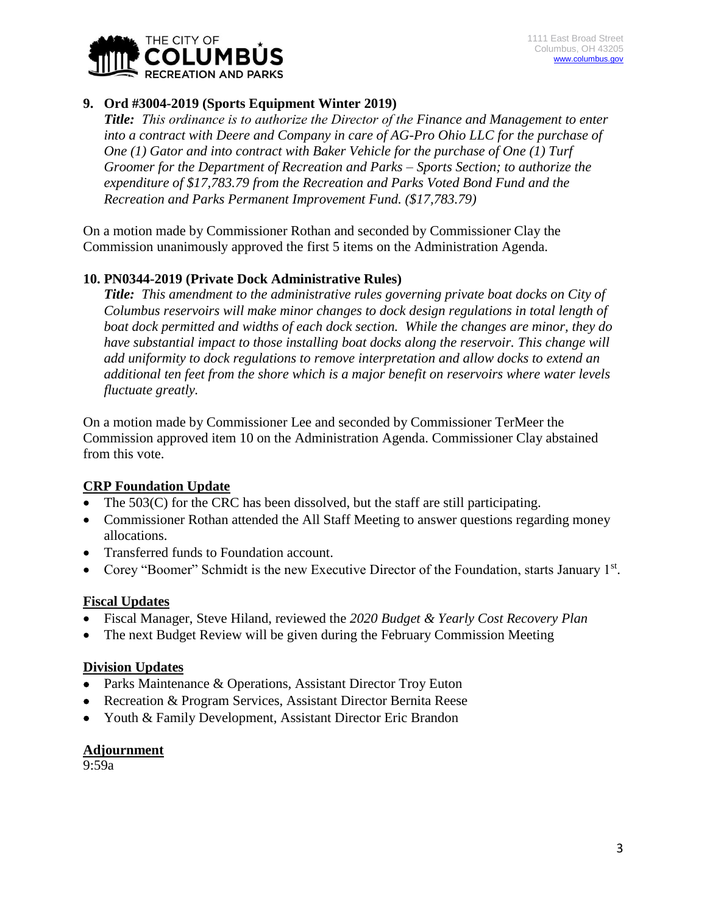**9. Ord #3004-2019 (Sports Equipment Winter 2019)**

***Title:*** *This ordinance is to authorize the Director of the Finance and Management to enter into a contract with Deere and Company in care of AG-Pro Ohio LLC for the purchase of One (1) Gator and into contract with Baker Vehicle for the purchase of One (1) Turf Groomer for the Department of Recreation and Parks – Sports Section; to authorize the expenditure of $17,783.79 from the Recreation and Parks Voted Bond Fund and the Recreation and Parks Permanent Improvement Fund. ($17,783.79)*

On a motion made by Commissioner Rothan and seconded by Commissioner Clay the Commission unanimously approved the first 5 items on the Administration Agenda.

**10. PN0344-2019 (Private Dock Administrative Rules)**

***Title:*** *This amendment to the administrative rules governing private boat docks on City of Columbus reservoirs will make minor changes to dock design regulations in total length of boat dock permitted and widths of each dock section. While the changes are minor, they do have substantial impact to those installing boat docks along the reservoir. This change will add uniformity to dock regulations to remove interpretation and allow docks to extend an additional ten feet from the shore which is a major benefit on reservoirs where water levels fluctuate greatly.*

On a motion made by Commissioner Lee and seconded by Commissioner TerMeer the Commission approved item 10 on the Administration Agenda. Commissioner Clay abstained from this vote.

## CRP Foundation Update

- The 503(C) for the CRC has been dissolved, but the staff are still participating.
- Commissioner Rothan attended the All Staff Meeting to answer questions regarding money allocations.
- Transferred funds to Foundation account.
- Corey "Boomer" Schmidt is the new Executive Director of the Foundation, starts January 1st.

## Fiscal Updates

- Fiscal Manager, Steve Hiland, reviewed the *2020 Budget & Yearly Cost Recovery Plan*
- The next Budget Review will be given during the February Commission Meeting

## Division Updates

- Parks Maintenance & Operations, Assistant Director Troy Euton
- Recreation & Program Services, Assistant Director Bernita Reese
- Youth & Family Development, Assistant Director Eric Brandon

## Adjournment

9:59a